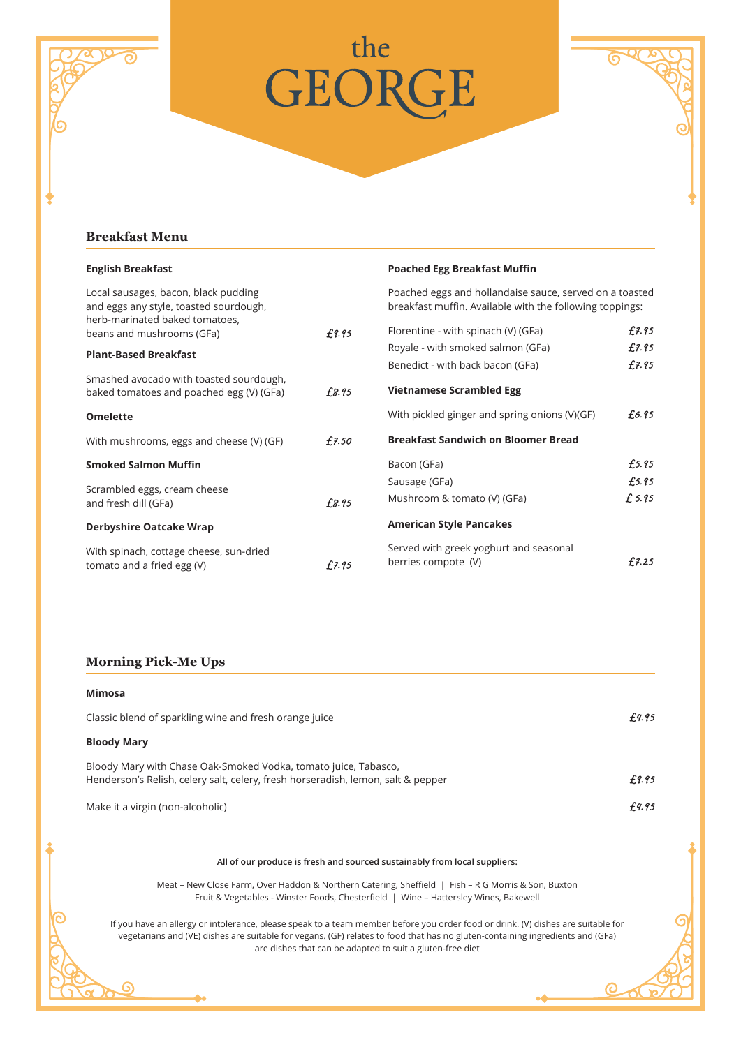# the GEORGE

## Breakfast Menu

**English Breakfast**

Local sausages, bacon, black pudding and eggs any style, toasted sourdough, herb-marinated baked tomatoes, beans and mushrooms (GFa) — £9.95

**Plant-Based Breakfast**

Smashed avocado with toasted sourdough, baked tomatoes and poached egg (V) (GFa) — £8.95

**Omelette**

With mushrooms, eggs and cheese (V) (GF) — £7.50

**Smoked Salmon Muffin**

Scrambled eggs, cream cheese and fresh dill (GFa) — £8.95

**Derbyshire Oatcake Wrap**

With spinach, cottage cheese, sun-dried tomato and a fried egg (V) — £7.95

**Poached Egg Breakfast Muffin**

Poached eggs and hollandaise sauce, served on a toasted breakfast muffin. Available with the following toppings:

- Florentine - with spinach (V) (GFa) — £7.95
- Royale - with smoked salmon (GFa) — £7.95
- Benedict - with back bacon (GFa) — £7.95

**Vietnamese Scrambled Egg**

With pickled ginger and spring onions (V)(GF) — £6.95

**Breakfast Sandwich on Bloomer Bread**

- Bacon (GFa) — £5.95
- Sausage (GFa) — £5.95
- Mushroom & tomato (V) (GFa) — £ 5.95

**American Style Pancakes**

Served with greek yoghurt and seasonal berries compote (V) — £7.25

## Morning Pick-Me Ups

**Mimosa**

Classic blend of sparkling wine and fresh orange juice — £4.95

**Bloody Mary**

Bloody Mary with Chase Oak-Smoked Vodka, tomato juice, Tabasco, Henderson's Relish, celery salt, celery, fresh horseradish, lemon, salt & pepper — £9.95

Make it a virgin (non-alcoholic) — £4.95

All of our produce is fresh and sourced sustainably from local suppliers:

Meat – New Close Farm, Over Haddon & Northern Catering, Sheffield | Fish – R G Morris & Son, Buxton
Fruit & Vegetables - Winster Foods, Chesterfield | Wine – Hattersley Wines, Bakewell

If you have an allergy or intolerance, please speak to a team member before you order food or drink. (V) dishes are suitable for vegetarians and (VE) dishes are suitable for vegans. (GF) relates to food that has no gluten-containing ingredients and (GFa) are dishes that can be adapted to suit a gluten-free diet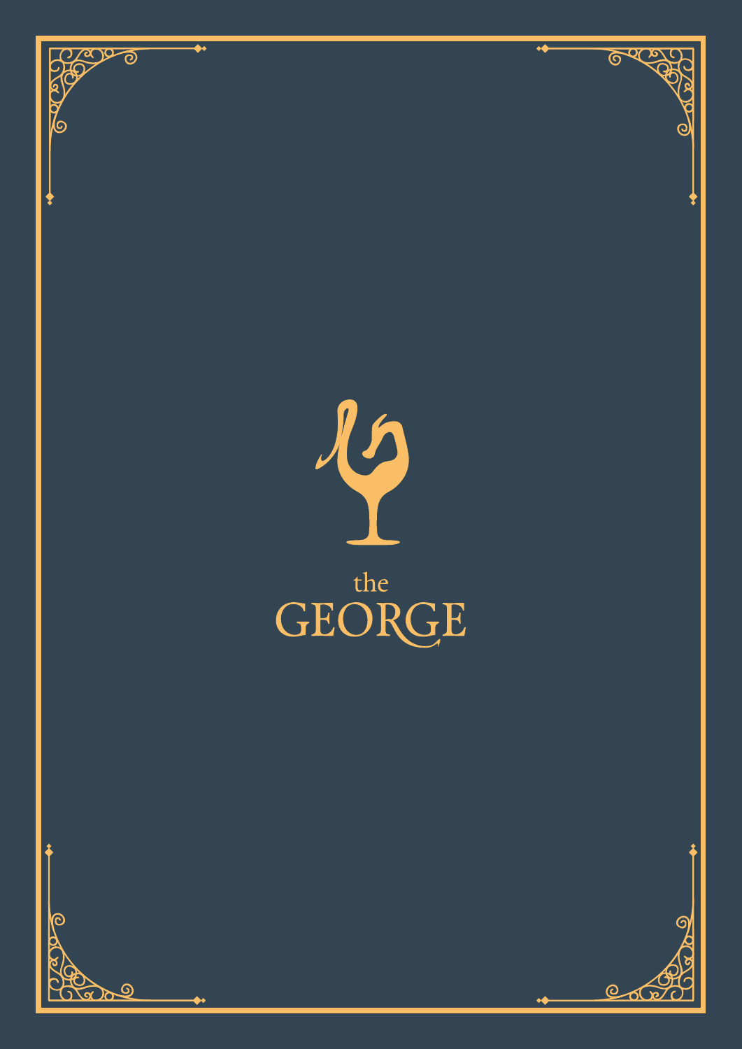the
GEORGE